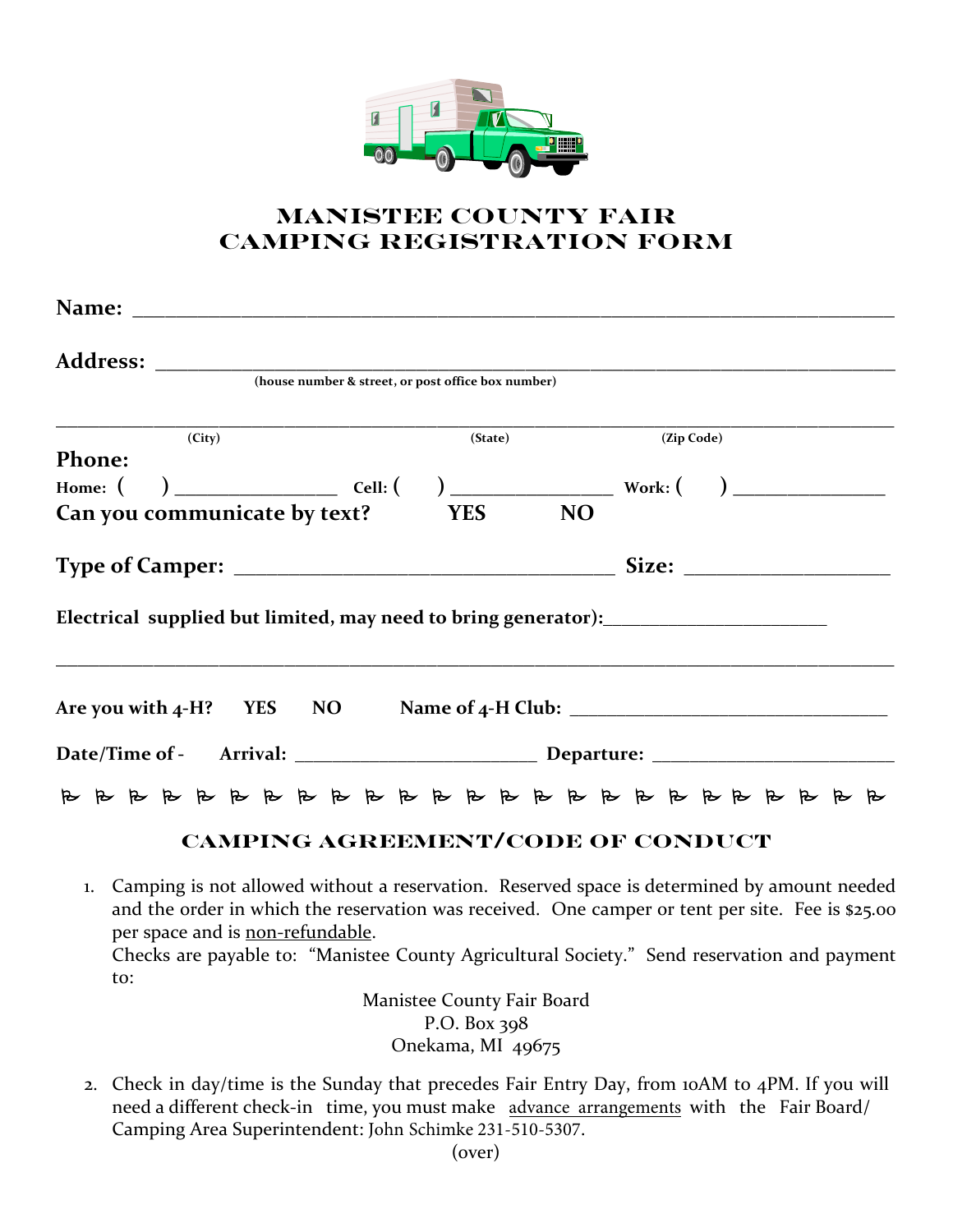# MANISTEE COUNTY FAIR
# CAMPING REGISTRATION FORM

**Name:** ___________________________________________________________________

**Address:** _________________________________________________________________
(house number & street, or post office box number)

_____________________________________________________________________________
(City) (State) (Zip Code)

**Phone:**

**Home:** ( ) _______________ **Cell:** ( ) _______________ **Work:** ( ) _______________

**Can you communicate by text? YES NO**

**Type of Camper:** _________________________________ **Size:** __________________

**Electrical supplied but limited, may need to bring generator):**______________________

_____________________________________________________________________________

**Are you with 4-H? YES NO Name of 4-H Club:** ________________________________

**Date/Time of - Arrival:** _________________________ **Departure:** _________________________

## CAMPING AGREEMENT/CODE OF CONDUCT

1. Camping is not allowed without a reservation. Reserved space is determined by amount needed and the order in which the reservation was received. One camper or tent per site. Fee is $25.00 per space and is non-refundable.
   Checks are payable to: "Manistee County Agricultural Society." Send reservation and payment to:

   Manistee County Fair Board
   P.O. Box 398
   Onekama, MI 49675

2. Check in day/time is the Sunday that precedes Fair Entry Day, from 10AM to 4PM. If you will need a different check-in time, you must make advance arrangements with the Fair Board/ Camping Area Superintendent: John Schimke 231-510-5307.

(over)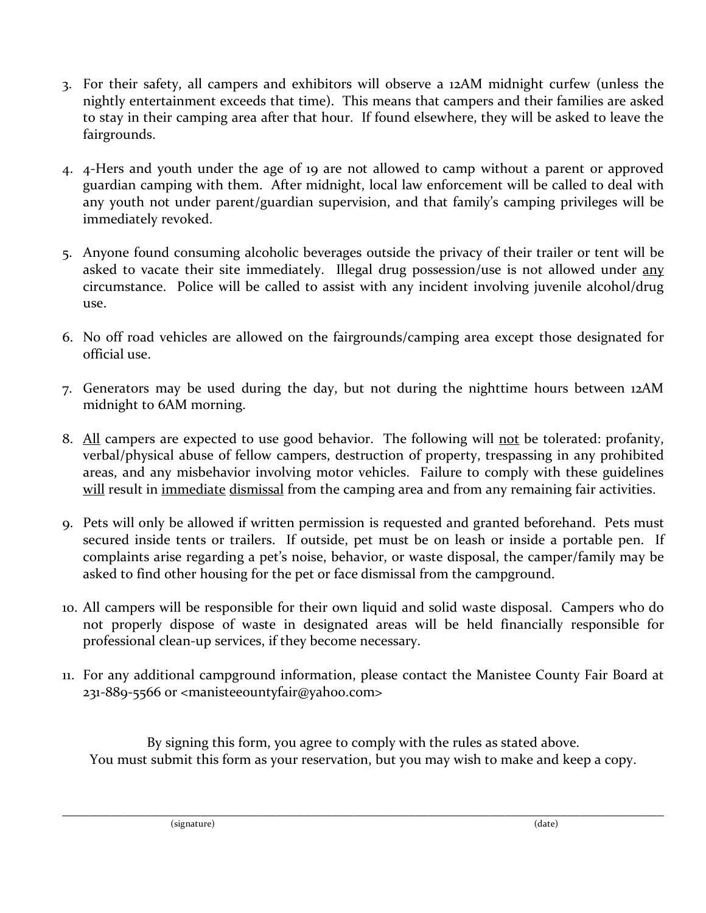3. For their safety, all campers and exhibitors will observe a 12AM midnight curfew (unless the nightly entertainment exceeds that time). This means that campers and their families are asked to stay in their camping area after that hour. If found elsewhere, they will be asked to leave the fairgrounds.

4. 4-Hers and youth under the age of 19 are not allowed to camp without a parent or approved guardian camping with them. After midnight, local law enforcement will be called to deal with any youth not under parent/guardian supervision, and that family's camping privileges will be immediately revoked.

5. Anyone found consuming alcoholic beverages outside the privacy of their trailer or tent will be asked to vacate their site immediately. Illegal drug possession/use is not allowed under <u>any</u> circumstance. Police will be called to assist with any incident involving juvenile alcohol/drug use.

6. No off road vehicles are allowed on the fairgrounds/camping area except those designated for official use.

7. Generators may be used during the day, but not during the nighttime hours between 12AM midnight to 6AM morning.

8. <u>All</u> campers are expected to use good behavior. The following will <u>not</u> be tolerated: profanity, verbal/physical abuse of fellow campers, destruction of property, trespassing in any prohibited areas, and any misbehavior involving motor vehicles. Failure to comply with these guidelines <u>will</u> result in <u>immediate</u> <u>dismissal</u> from the camping area and from any remaining fair activities.

9. Pets will only be allowed if written permission is requested and granted beforehand. Pets must secured inside tents or trailers. If outside, pet must be on leash or inside a portable pen. If complaints arise regarding a pet's noise, behavior, or waste disposal, the camper/family may be asked to find other housing for the pet or face dismissal from the campground.

10. All campers will be responsible for their own liquid and solid waste disposal. Campers who do not properly dispose of waste in designated areas will be held financially responsible for professional clean-up services, if they become necessary.

11. For any additional campground information, please contact the Manistee County Fair Board at 231-889-5566 or <manisteeountyfair@yahoo.com>

By signing this form, you agree to comply with the rules as stated above.
You must submit this form as your reservation, but you may wish to make and keep a copy.

\_\_\_\_\_\_\_\_\_\_\_\_\_\_\_\_\_\_\_\_\_\_\_\_\_\_\_\_\_\_\_\_\_\_\_\_\_\_\_\_\_\_\_\_\_\_\_\_\_\_\_\_\_\_\_\_\_\_\_\_\_\_\_\_\_\_\_\_\_\_\_\_\_\_\_\_\_\_

(signature) (date)